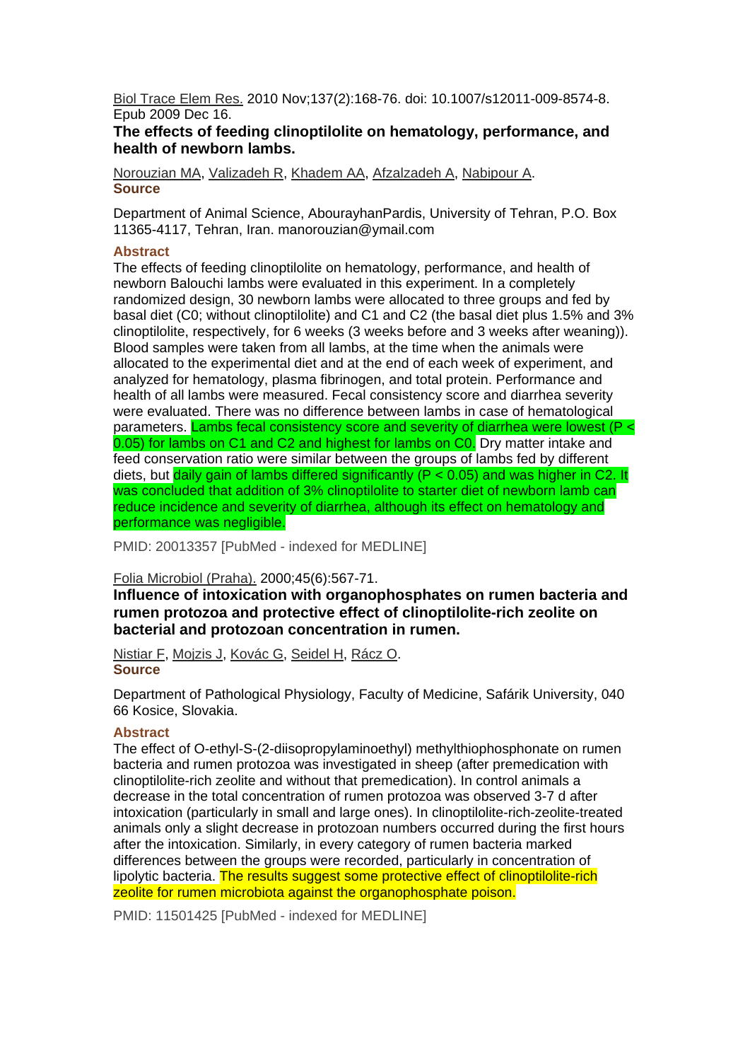Biol Trace Elem Res. 2010 Nov;137(2):168-76. doi: 10.1007/s12011-009-8574-8. Epub 2009 Dec 16.

**The effects of feeding clinoptilolite on hematology, performance, and health of newborn lambs.**

Norouzian MA, Valizadeh R, Khadem AA, Afzalzadeh A, Nabipour A.

**Source**

Department of Animal Science, AbourayhanPardis, University of Tehran, P.O. Box 11365-4117, Tehran, Iran. manorouzian@ymail.com

**Abstract**

The effects of feeding clinoptilolite on hematology, performance, and health of newborn Balouchi lambs were evaluated in this experiment. In a completely randomized design, 30 newborn lambs were allocated to three groups and fed by basal diet (C0; without clinoptilolite) and C1 and C2 (the basal diet plus 1.5% and 3% clinoptilolite, respectively, for 6 weeks (3 weeks before and 3 weeks after weaning)). Blood samples were taken from all lambs, at the time when the animals were allocated to the experimental diet and at the end of each week of experiment, and analyzed for hematology, plasma fibrinogen, and total protein. Performance and health of all lambs were measured. Fecal consistency score and diarrhea severity were evaluated. There was no difference between lambs in case of hematological parameters. Lambs fecal consistency score and severity of diarrhea were lowest ($P < 0.05$) for lambs on C1 and C2 and highest for lambs on C0. Dry matter intake and feed conservation ratio were similar between the groups of lambs fed by different diets, but daily gain of lambs differed significantly ($P < 0.05$) and was higher in C2. It was concluded that addition of 3% clinoptilolite to starter diet of newborn lamb can reduce incidence and severity of diarrhea, although its effect on hematology and performance was negligible.

PMID: 20013357 [PubMed - indexed for MEDLINE]

Folia Microbiol (Praha). 2000;45(6):567-71.

**Influence of intoxication with organophosphates on rumen bacteria and rumen protozoa and protective effect of clinoptilolite-rich zeolite on bacterial and protozoan concentration in rumen.**

Nistiar F, Mojzis J, Kovác G, Seidel H, Rácz O.

**Source**

Department of Pathological Physiology, Faculty of Medicine, Safárik University, 040 66 Kosice, Slovakia.

**Abstract**

The effect of O-ethyl-S-(2-diisopropylaminoethyl) methylthiophosphonate on rumen bacteria and rumen protozoa was investigated in sheep (after premedication with clinoptilolite-rich zeolite and without that premedication). In control animals a decrease in the total concentration of rumen protozoa was observed 3-7 d after intoxication (particularly in small and large ones). In clinoptilolite-rich-zeolite-treated animals only a slight decrease in protozoan numbers occurred during the first hours after the intoxication. Similarly, in every category of rumen bacteria marked differences between the groups were recorded, particularly in concentration of lipolytic bacteria. The results suggest some protective effect of clinoptilolite-rich zeolite for rumen microbiota against the organophosphate poison.

PMID: 11501425 [PubMed - indexed for MEDLINE]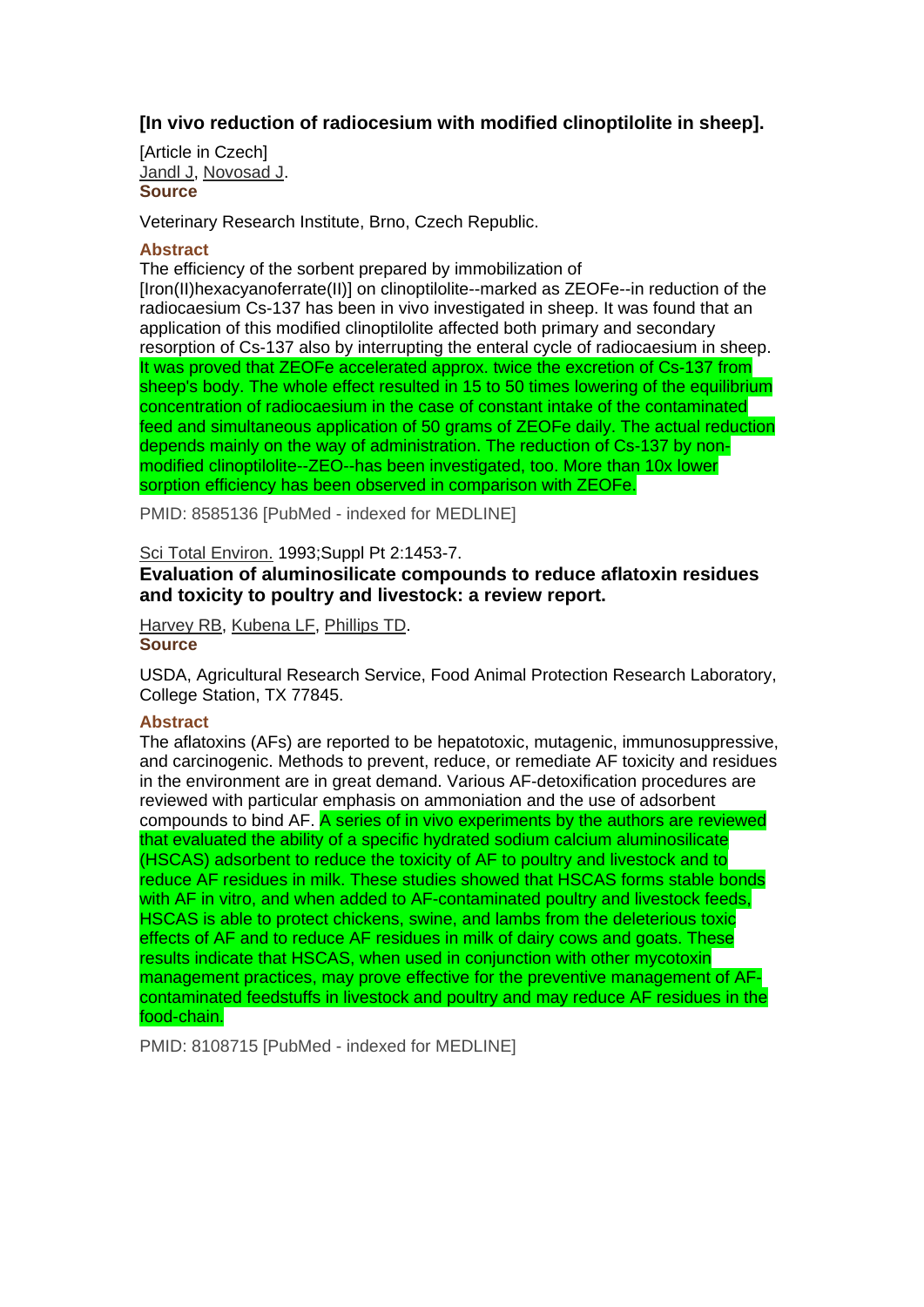### [In vivo reduction of radiocesium with modified clinoptilolite in sheep].

[Article in Czech]
Jandl J, Novosad J.

**Source**

Veterinary Research Institute, Brno, Czech Republic.

**Abstract**

The efficiency of the sorbent prepared by immobilization of [Iron(II)hexacyanoferrate(II)] on clinoptilolite--marked as ZEOFe--in reduction of the radiocaesium Cs-137 has been in vivo investigated in sheep. It was found that an application of this modified clinoptilolite affected both primary and secondary resorption of Cs-137 also by interrupting the enteral cycle of radiocaesium in sheep. It was proved that ZEOFe accelerated approx. twice the excretion of Cs-137 from sheep's body. The whole effect resulted in 15 to 50 times lowering of the equilibrium concentration of radiocaesium in the case of constant intake of the contaminated feed and simultaneous application of 50 grams of ZEOFe daily. The actual reduction depends mainly on the way of administration. The reduction of Cs-137 by non-modified clinoptilolite--ZEO--has been investigated, too. More than 10x lower sorption efficiency has been observed in comparison with ZEOFe.

PMID: 8585136 [PubMed - indexed for MEDLINE]

Sci Total Environ. 1993;Suppl Pt 2:1453-7.

### Evaluation of aluminosilicate compounds to reduce aflatoxin residues and toxicity to poultry and livestock: a review report.

Harvey RB, Kubena LF, Phillips TD.

**Source**

USDA, Agricultural Research Service, Food Animal Protection Research Laboratory, College Station, TX 77845.

**Abstract**

The aflatoxins (AFs) are reported to be hepatotoxic, mutagenic, immunosuppressive, and carcinogenic. Methods to prevent, reduce, or remediate AF toxicity and residues in the environment are in great demand. Various AF-detoxification procedures are reviewed with particular emphasis on ammoniation and the use of adsorbent compounds to bind AF. A series of in vivo experiments by the authors are reviewed that evaluated the ability of a specific hydrated sodium calcium aluminosilicate (HSCAS) adsorbent to reduce the toxicity of AF to poultry and livestock and to reduce AF residues in milk. These studies showed that HSCAS forms stable bonds with AF in vitro, and when added to AF-contaminated poultry and livestock feeds, HSCAS is able to protect chickens, swine, and lambs from the deleterious toxic effects of AF and to reduce AF residues in milk of dairy cows and goats. These results indicate that HSCAS, when used in conjunction with other mycotoxin management practices, may prove effective for the preventive management of AF-contaminated feedstuffs in livestock and poultry and may reduce AF residues in the food-chain.

PMID: 8108715 [PubMed - indexed for MEDLINE]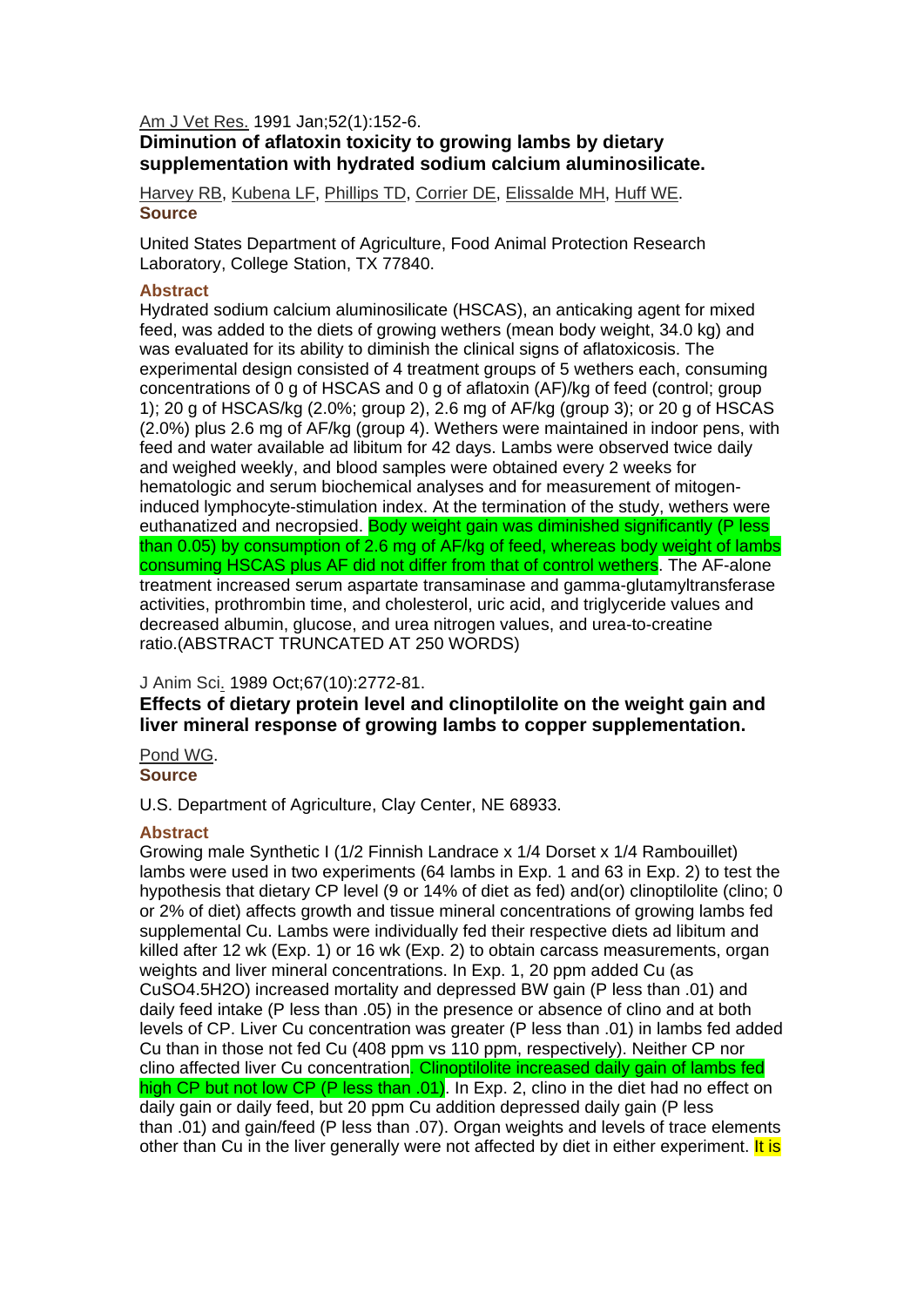Am J Vet Res. 1991 Jan;52(1):152-6.

**Diminution of aflatoxin toxicity to growing lambs by dietary supplementation with hydrated sodium calcium aluminosilicate.**

Harvey RB, Kubena LF, Phillips TD, Corrier DE, Elissalde MH, Huff WE.

**Source**

United States Department of Agriculture, Food Animal Protection Research Laboratory, College Station, TX 77840.

**Abstract**

Hydrated sodium calcium aluminosilicate (HSCAS), an anticaking agent for mixed feed, was added to the diets of growing wethers (mean body weight, 34.0 kg) and was evaluated for its ability to diminish the clinical signs of aflatoxicosis. The experimental design consisted of 4 treatment groups of 5 wethers each, consuming concentrations of 0 g of HSCAS and 0 g of aflatoxin (AF)/kg of feed (control; group 1); 20 g of HSCAS/kg (2.0%; group 2), 2.6 mg of AF/kg (group 3); or 20 g of HSCAS (2.0%) plus 2.6 mg of AF/kg (group 4). Wethers were maintained in indoor pens, with feed and water available ad libitum for 42 days. Lambs were observed twice daily and weighed weekly, and blood samples were obtained every 2 weeks for hematologic and serum biochemical analyses and for measurement of mitogen-induced lymphocyte-stimulation index. At the termination of the study, wethers were euthanatized and necropsied. Body weight gain was diminished significantly (P less than 0.05) by consumption of 2.6 mg of AF/kg of feed, whereas body weight of lambs consuming HSCAS plus AF did not differ from that of control wethers. The AF-alone treatment increased serum aspartate transaminase and gamma-glutamyltransferase activities, prothrombin time, and cholesterol, uric acid, and triglyceride values and decreased albumin, glucose, and urea nitrogen values, and urea-to-creatine ratio.(ABSTRACT TRUNCATED AT 250 WORDS)

J Anim Sci. 1989 Oct;67(10):2772-81.

**Effects of dietary protein level and clinoptilolite on the weight gain and liver mineral response of growing lambs to copper supplementation.**

Pond WG.

**Source**

U.S. Department of Agriculture, Clay Center, NE 68933.

**Abstract**

Growing male Synthetic I (1/2 Finnish Landrace x 1/4 Dorset x 1/4 Rambouillet) lambs were used in two experiments (64 lambs in Exp. 1 and 63 in Exp. 2) to test the hypothesis that dietary CP level (9 or 14% of diet as fed) and(or) clinoptilolite (clino; 0 or 2% of diet) affects growth and tissue mineral concentrations of growing lambs fed supplemental Cu. Lambs were individually fed their respective diets ad libitum and killed after 12 wk (Exp. 1) or 16 wk (Exp. 2) to obtain carcass measurements, organ weights and liver mineral concentrations. In Exp. 1, 20 ppm added Cu (as $CuSO_4.5H_2O$) increased mortality and depressed BW gain (P less than .01) and daily feed intake (P less than .05) in the presence or absence of clino and at both levels of CP. Liver Cu concentration was greater (P less than .01) in lambs fed added Cu than in those not fed Cu (408 ppm vs 110 ppm, respectively). Neither CP nor clino affected liver Cu concentration. Clinoptilolite increased daily gain of lambs fed high CP but not low CP (P less than .01). In Exp. 2, clino in the diet had no effect on daily gain or daily feed, but 20 ppm Cu addition depressed daily gain (P less than .01) and gain/feed (P less than .07). Organ weights and levels of trace elements other than Cu in the liver generally were not affected by diet in either experiment. It is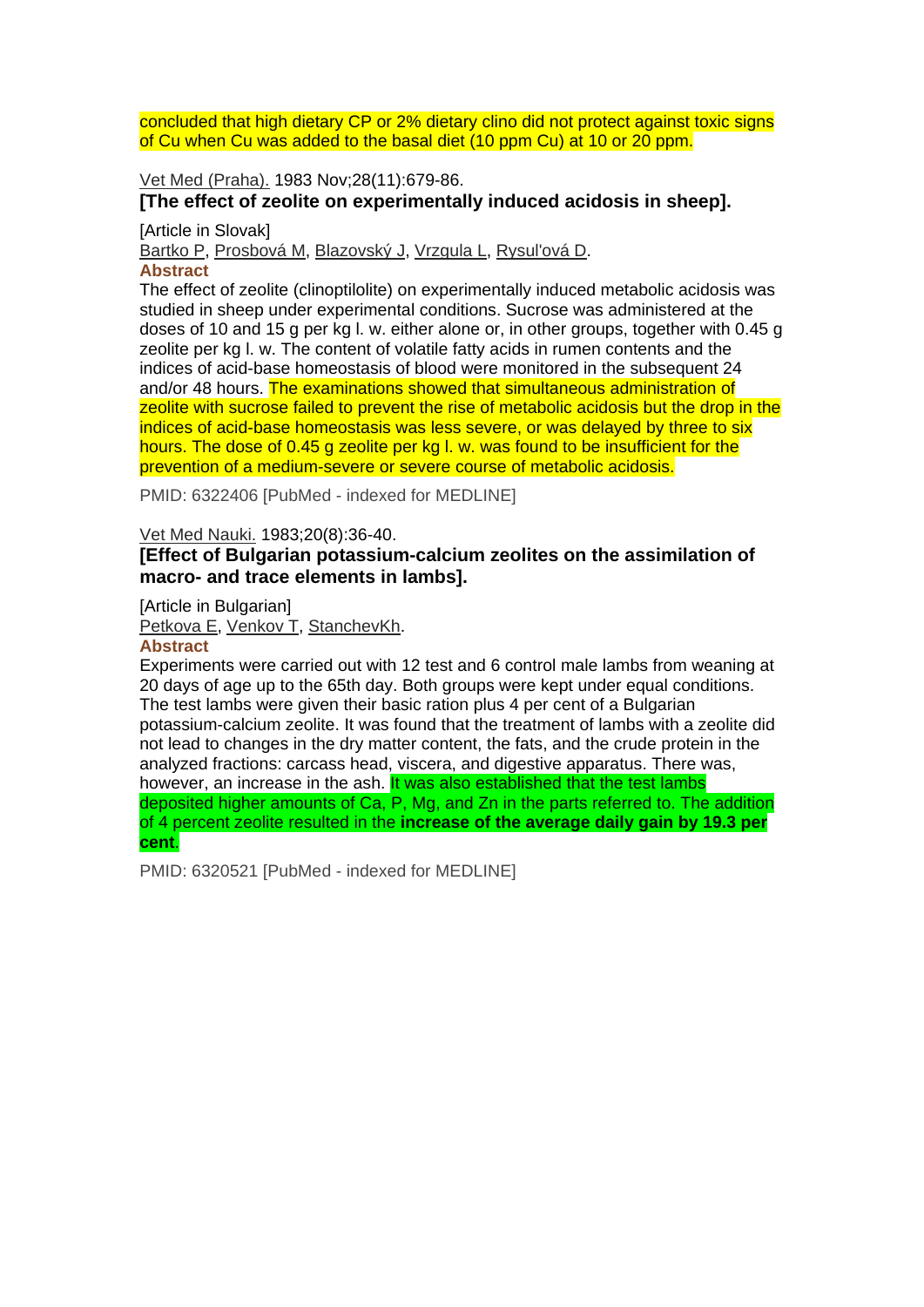concluded that high dietary CP or 2% dietary clino did not protect against toxic signs of Cu when Cu was added to the basal diet (10 ppm Cu) at 10 or 20 ppm.

Vet Med (Praha). 1983 Nov;28(11):679-86.

### [The effect of zeolite on experimentally induced acidosis in sheep].

[Article in Slovak]

Bartko P, Prosbová M, Blazovský J, Vrzgula L, Rysul'ová D.

**Abstract**

The effect of zeolite (clinoptilolite) on experimentally induced metabolic acidosis was studied in sheep under experimental conditions. Sucrose was administered at the doses of 10 and 15 g per kg l. w. either alone or, in other groups, together with 0.45 g zeolite per kg l. w. The content of volatile fatty acids in rumen contents and the indices of acid-base homeostasis of blood were monitored in the subsequent 24 and/or 48 hours. The examinations showed that simultaneous administration of zeolite with sucrose failed to prevent the rise of metabolic acidosis but the drop in the indices of acid-base homeostasis was less severe, or was delayed by three to six hours. The dose of 0.45 g zeolite per kg l. w. was found to be insufficient for the prevention of a medium-severe or severe course of metabolic acidosis.

PMID: 6322406 [PubMed - indexed for MEDLINE]

Vet Med Nauki. 1983;20(8):36-40.

### [Effect of Bulgarian potassium-calcium zeolites on the assimilation of macro- and trace elements in lambs].

[Article in Bulgarian]

Petkova E, Venkov T, StanchevKh.

**Abstract**

Experiments were carried out with 12 test and 6 control male lambs from weaning at 20 days of age up to the 65th day. Both groups were kept under equal conditions. The test lambs were given their basic ration plus 4 per cent of a Bulgarian potassium-calcium zeolite. It was found that the treatment of lambs with a zeolite did not lead to changes in the dry matter content, the fats, and the crude protein in the analyzed fractions: carcass head, viscera, and digestive apparatus. There was, however, an increase in the ash. It was also established that the test lambs deposited higher amounts of Ca, P, Mg, and Zn in the parts referred to. The addition of 4 percent zeolite resulted in the **increase of the average daily gain by 19.3 per cent**.

PMID: 6320521 [PubMed - indexed for MEDLINE]